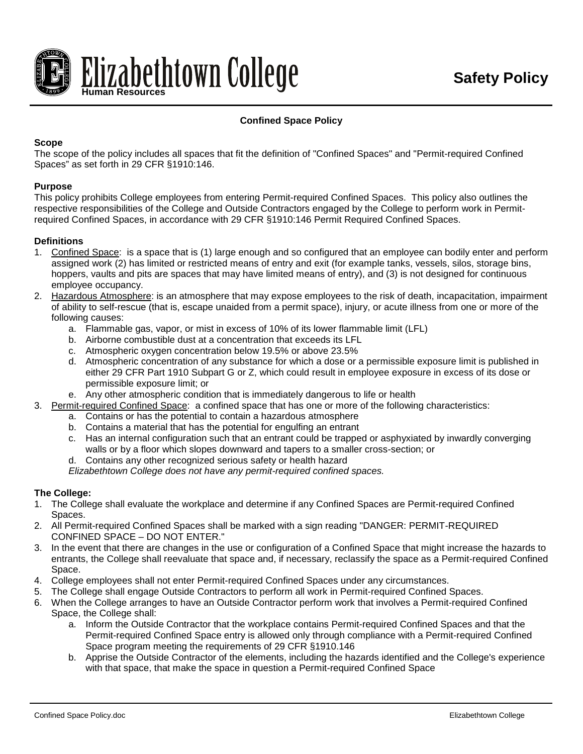Elizabethtown College
Human Resources

**Safety Policy**

## Confined Space Policy

**Scope**

The scope of the policy includes all spaces that fit the definition of "Confined Spaces" and "Permit-required Confined Spaces" as set forth in 29 CFR §1910:146.

**Purpose**

This policy prohibits College employees from entering Permit-required Confined Spaces. This policy also outlines the respective responsibilities of the College and Outside Contractors engaged by the College to perform work in Permit-required Confined Spaces, in accordance with 29 CFR §1910:146 Permit Required Confined Spaces.

**Definitions**

1. Confined Space: is a space that is (1) large enough and so configured that an employee can bodily enter and perform assigned work (2) has limited or restricted means of entry and exit (for example tanks, vessels, silos, storage bins, hoppers, vaults and pits are spaces that may have limited means of entry), and (3) is not designed for continuous employee occupancy.
2. Hazardous Atmosphere: is an atmosphere that may expose employees to the risk of death, incapacitation, impairment of ability to self-rescue (that is, escape unaided from a permit space), injury, or acute illness from one or more of the following causes:
    a. Flammable gas, vapor, or mist in excess of 10% of its lower flammable limit (LFL)
    b. Airborne combustible dust at a concentration that exceeds its LFL
    c. Atmospheric oxygen concentration below 19.5% or above 23.5%
    d. Atmospheric concentration of any substance for which a dose or a permissible exposure limit is published in either 29 CFR Part 1910 Subpart G or Z, which could result in employee exposure in excess of its dose or permissible exposure limit; or
    e. Any other atmospheric condition that is immediately dangerous to life or health
3. Permit-required Confined Space: a confined space that has one or more of the following characteristics:
    a. Contains or has the potential to contain a hazardous atmosphere
    b. Contains a material that has the potential for engulfing an entrant
    c. Has an internal configuration such that an entrant could be trapped or asphyxiated by inwardly converging walls or by a floor which slopes downward and tapers to a smaller cross-section; or
    d. Contains any other recognized serious safety or health hazard

    *Elizabethtown College does not have any permit-required confined spaces.*

**The College:**

1. The College shall evaluate the workplace and determine if any Confined Spaces are Permit-required Confined Spaces.
2. All Permit-required Confined Spaces shall be marked with a sign reading "DANGER: PERMIT-REQUIRED CONFINED SPACE – DO NOT ENTER."
3. In the event that there are changes in the use or configuration of a Confined Space that might increase the hazards to entrants, the College shall reevaluate that space and, if necessary, reclassify the space as a Permit-required Confined Space.
4. College employees shall not enter Permit-required Confined Spaces under any circumstances.
5. The College shall engage Outside Contractors to perform all work in Permit-required Confined Spaces.
6. When the College arranges to have an Outside Contractor perform work that involves a Permit-required Confined Space, the College shall:
    a. Inform the Outside Contractor that the workplace contains Permit-required Confined Spaces and that the Permit-required Confined Space entry is allowed only through compliance with a Permit-required Confined Space program meeting the requirements of 29 CFR §1910.146
    b. Apprise the Outside Contractor of the elements, including the hazards identified and the College's experience with that space, that make the space in question a Permit-required Confined Space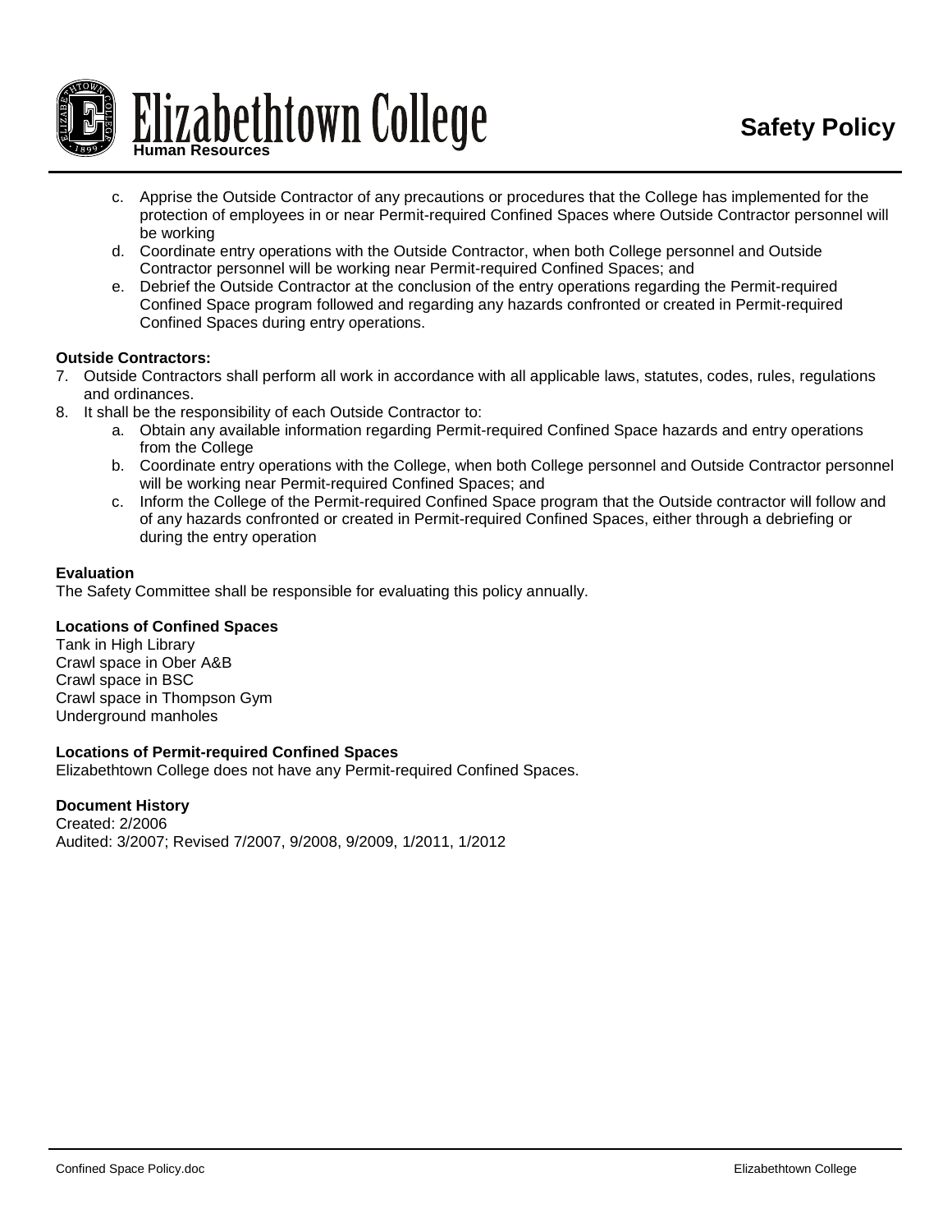c. Apprise the Outside Contractor of any precautions or procedures that the College has implemented for the protection of employees in or near Permit-required Confined Spaces where Outside Contractor personnel will be working
   d. Coordinate entry operations with the Outside Contractor, when both College personnel and Outside Contractor personnel will be working near Permit-required Confined Spaces; and
   e. Debrief the Outside Contractor at the conclusion of the entry operations regarding the Permit-required Confined Space program followed and regarding any hazards confronted or created in Permit-required Confined Spaces during entry operations.

**Outside Contractors:**

7. Outside Contractors shall perform all work in accordance with all applicable laws, statutes, codes, rules, regulations and ordinances.
8. It shall be the responsibility of each Outside Contractor to:
   a. Obtain any available information regarding Permit-required Confined Space hazards and entry operations from the College
   b. Coordinate entry operations with the College, when both College personnel and Outside Contractor personnel will be working near Permit-required Confined Spaces; and
   c. Inform the College of the Permit-required Confined Space program that the Outside contractor will follow and of any hazards confronted or created in Permit-required Confined Spaces, either through a debriefing or during the entry operation

**Evaluation**

The Safety Committee shall be responsible for evaluating this policy annually.

**Locations of Confined Spaces**

Tank in High Library
Crawl space in Ober A&B
Crawl space in BSC
Crawl space in Thompson Gym
Underground manholes

**Locations of Permit-required Confined Spaces**

Elizabethtown College does not have any Permit-required Confined Spaces.

**Document History**

Created: 2/2006
Audited: 3/2007; Revised 7/2007, 9/2008, 9/2009, 1/2011, 1/2012